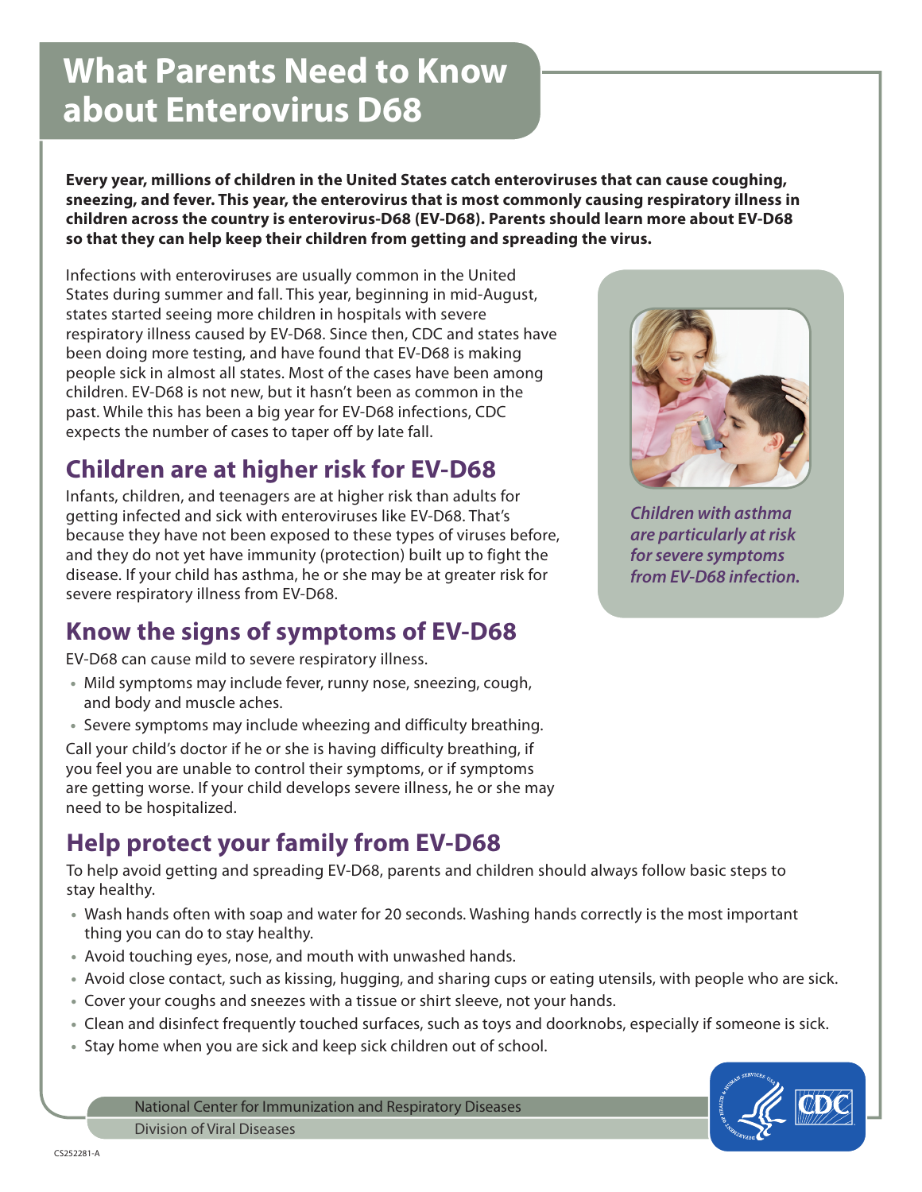# What Parents Need to Know about Enterovirus D68

**Every year, millions of children in the United States catch enteroviruses that can cause coughing, sneezing, and fever. This year, the enterovirus that is most commonly causing respiratory illness in children across the country is enterovirus-D68 (EV-D68). Parents should learn more about EV-D68 so that they can help keep their children from getting and spreading the virus.**

Infections with enteroviruses are usually common in the United States during summer and fall. This year, beginning in mid-August, states started seeing more children in hospitals with severe respiratory illness caused by EV-D68. Since then, CDC and states have been doing more testing, and have found that EV-D68 is making people sick in almost all states. Most of the cases have been among children. EV-D68 is not new, but it hasn't been as common in the past. While this has been a big year for EV-D68 infections, CDC expects the number of cases to taper off by late fall.

*Children with asthma are particularly at risk for severe symptoms from EV-D68 infection.*

## Children are at higher risk for EV-D68

Infants, children, and teenagers are at higher risk than adults for getting infected and sick with enteroviruses like EV-D68. That's because they have not been exposed to these types of viruses before, and they do not yet have immunity (protection) built up to fight the disease. If your child has asthma, he or she may be at greater risk for severe respiratory illness from EV-D68.

## Know the signs of symptoms of EV-D68

EV-D68 can cause mild to severe respiratory illness.

- Mild symptoms may include fever, runny nose, sneezing, cough, and body and muscle aches.
- Severe symptoms may include wheezing and difficulty breathing.

Call your child's doctor if he or she is having difficulty breathing, if you feel you are unable to control their symptoms, or if symptoms are getting worse. If your child develops severe illness, he or she may need to be hospitalized.

## Help protect your family from EV-D68

To help avoid getting and spreading EV-D68, parents and children should always follow basic steps to stay healthy.

- Wash hands often with soap and water for 20 seconds. Washing hands correctly is the most important thing you can do to stay healthy.
- Avoid touching eyes, nose, and mouth with unwashed hands.
- Avoid close contact, such as kissing, hugging, and sharing cups or eating utensils, with people who are sick.
- Cover your coughs and sneezes with a tissue or shirt sleeve, not your hands.
- Clean and disinfect frequently touched surfaces, such as toys and doorknobs, especially if someone is sick.
- Stay home when you are sick and keep sick children out of school.

National Center for Immunization and Respiratory Diseases
Division of Viral Diseases

CS252281-A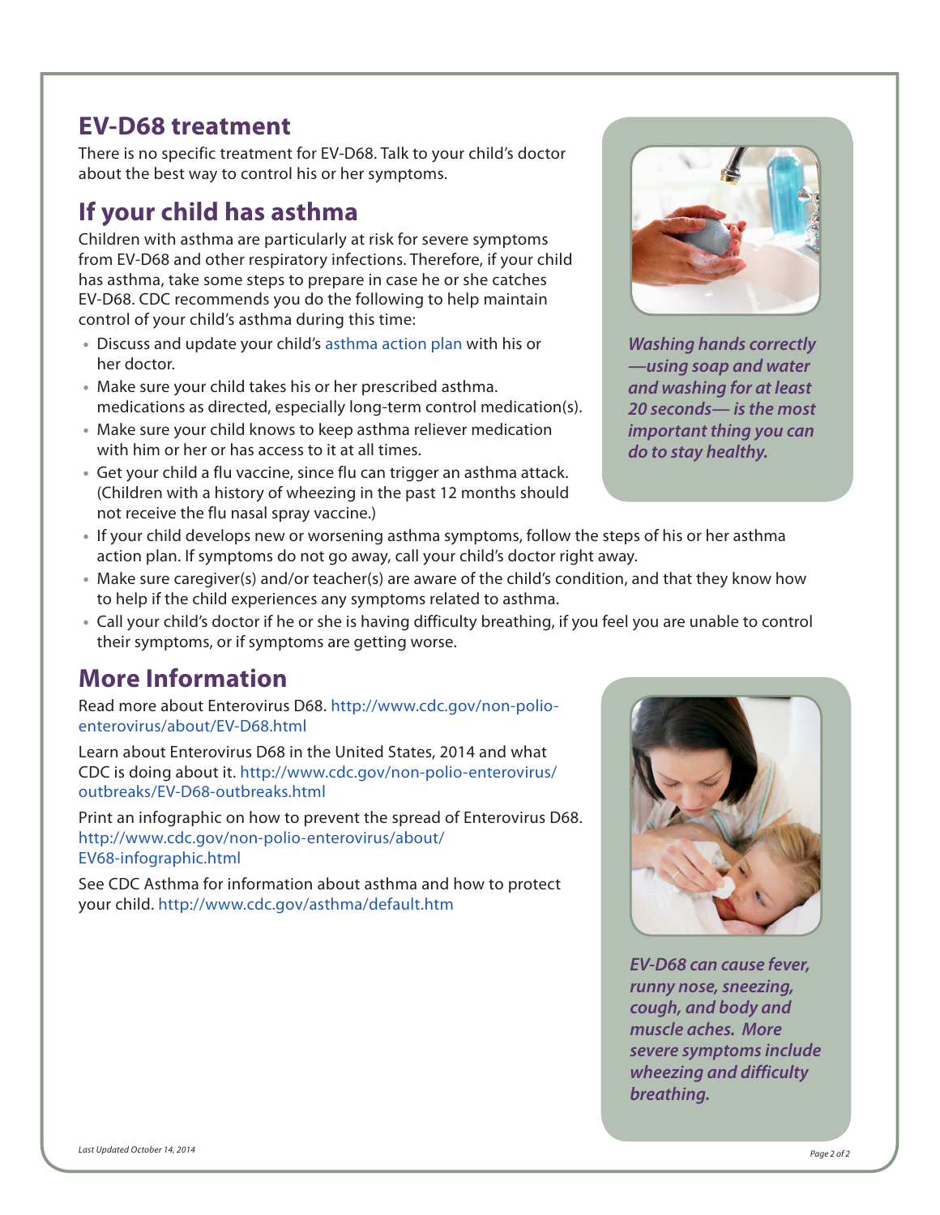## EV-D68 treatment

There is no specific treatment for EV-D68. Talk to your child's doctor about the best way to control his or her symptoms.

## If your child has asthma

Children with asthma are particularly at risk for severe symptoms from EV-D68 and other respiratory infections. Therefore, if your child has asthma, take some steps to prepare in case he or she catches EV-D68. CDC recommends you do the following to help maintain control of your child's asthma during this time:

- Discuss and update your child's asthma action plan with his or her doctor.
- Make sure your child takes his or her prescribed asthma. medications as directed, especially long-term control medication(s).
- Make sure your child knows to keep asthma reliever medication with him or her or has access to it at all times.
- Get your child a flu vaccine, since flu can trigger an asthma attack. (Children with a history of wheezing in the past 12 months should not receive the flu nasal spray vaccine.)
- If your child develops new or worsening asthma symptoms, follow the steps of his or her asthma action plan. If symptoms do not go away, call your child's doctor right away.
- Make sure caregiver(s) and/or teacher(s) are aware of the child's condition, and that they know how to help if the child experiences any symptoms related to asthma.
- Call your child's doctor if he or she is having difficulty breathing, if you feel you are unable to control their symptoms, or if symptoms are getting worse.

***Washing hands correctly—using soap and water and washing for at least 20 seconds— is the most important thing you can do to stay healthy.***

## More Information

Read more about Enterovirus D68. http://www.cdc.gov/non-polio-enterovirus/about/EV-D68.html

Learn about Enterovirus D68 in the United States, 2014 and what CDC is doing about it. http://www.cdc.gov/non-polio-enterovirus/outbreaks/EV-D68-outbreaks.html

Print an infographic on how to prevent the spread of Enterovirus D68. http://www.cdc.gov/non-polio-enterovirus/about/EV68-infographic.html

See CDC Asthma for information about asthma and how to protect your child. http://www.cdc.gov/asthma/default.htm

***EV-D68 can cause fever, runny nose, sneezing, cough, and body and muscle aches. More severe symptoms include wheezing and difficulty breathing.***

*Last Updated October 14, 2014*